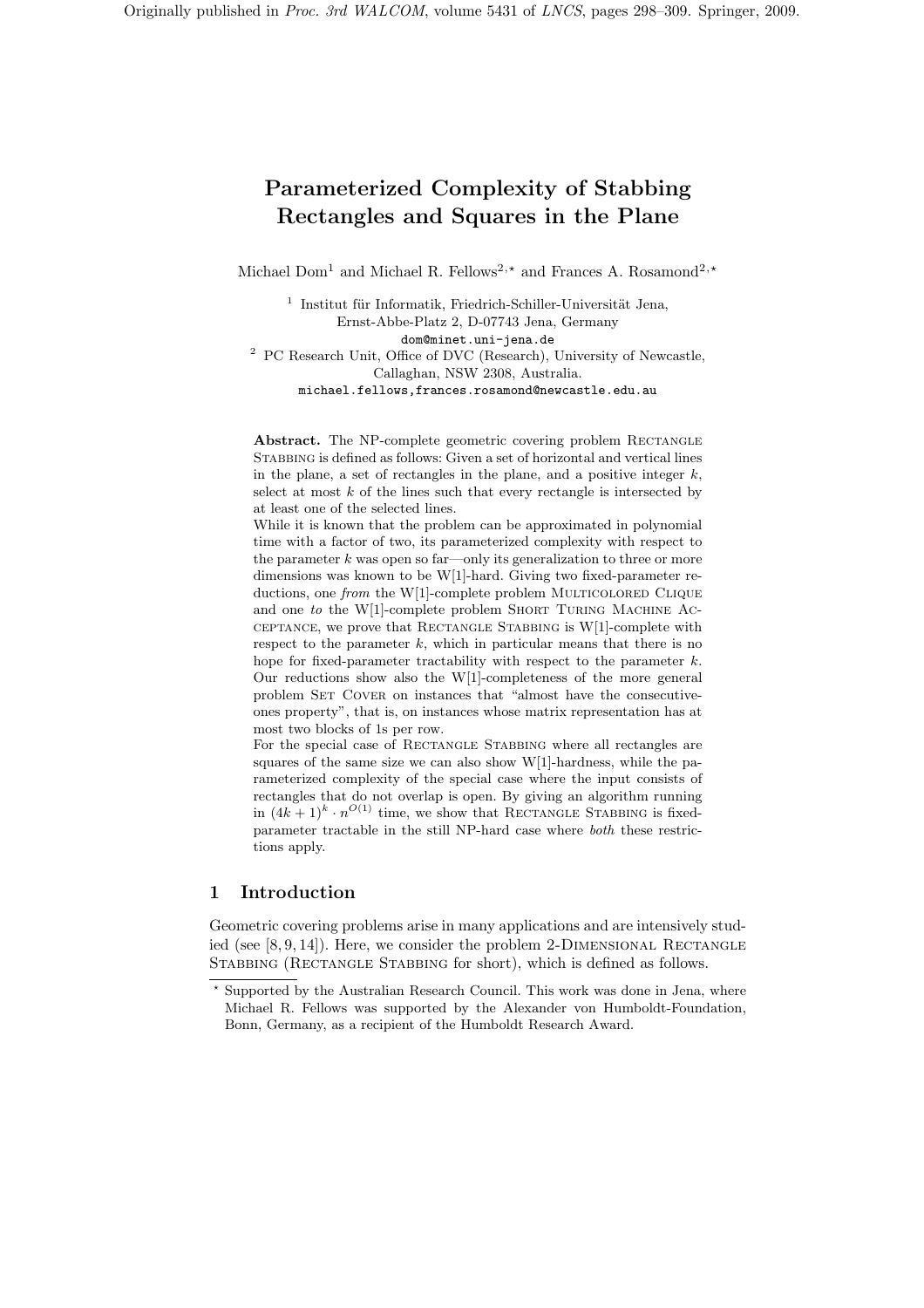Originally published in *Proc. 3rd WALCOM*, volume 5431 of *LNCS*, pages 298–309. Springer, 2009.

# Parameterized Complexity of Stabbing Rectangles and Squares in the Plane

Michael Dom[1] and Michael R. Fellows[2,⋆] and Frances A. Rosamond[2,⋆]

[1] Institut für Informatik, Friedrich-Schiller-Universität Jena, Ernst-Abbe-Platz 2, D-07743 Jena, Germany
dom@minet.uni-jena.de

[2] PC Research Unit, Office of DVC (Research), University of Newcastle, Callaghan, NSW 2308, Australia.
michael.fellows,frances.rosamond@newcastle.edu.au

**Abstract.** The NP-complete geometric covering problem Rectangle Stabbing is defined as follows: Given a set of horizontal and vertical lines in the plane, a set of rectangles in the plane, and a positive integer $k$, select at most $k$ of the lines such that every rectangle is intersected by at least one of the selected lines.

While it is known that the problem can be approximated in polynomial time with a factor of two, its parameterized complexity with respect to the parameter $k$ was open so far—only its generalization to three or more dimensions was known to be W[1]-hard. Giving two fixed-parameter reductions, one *from* the W[1]-complete problem Multicolored Clique and one *to* the W[1]-complete problem Short Turing Machine Acceptance, we prove that Rectangle Stabbing is W[1]-complete with respect to the parameter $k$, which in particular means that there is no hope for fixed-parameter tractability with respect to the parameter $k$. Our reductions show also the W[1]-completeness of the more general problem Set Cover on instances that "almost have the consecutive-ones property", that is, on instances whose matrix representation has at most two blocks of 1s per row.

For the special case of Rectangle Stabbing where all rectangles are squares of the same size we can also show W[1]-hardness, while the parameterized complexity of the special case where the input consists of rectangles that do not overlap is open. By giving an algorithm running in $(4k+1)^k \cdot n^{O(1)}$ time, we show that Rectangle Stabbing is fixed-parameter tractable in the still NP-hard case where *both* these restrictions apply.

## 1 Introduction

Geometric covering problems arise in many applications and are intensively studied (see [8, 9, 14]). Here, we consider the problem 2-Dimensional Rectangle Stabbing (Rectangle Stabbing for short), which is defined as follows.

⋆ Supported by the Australian Research Council. This work was done in Jena, where Michael R. Fellows was supported by the Alexander von Humboldt-Foundation, Bonn, Germany, as a recipient of the Humboldt Research Award.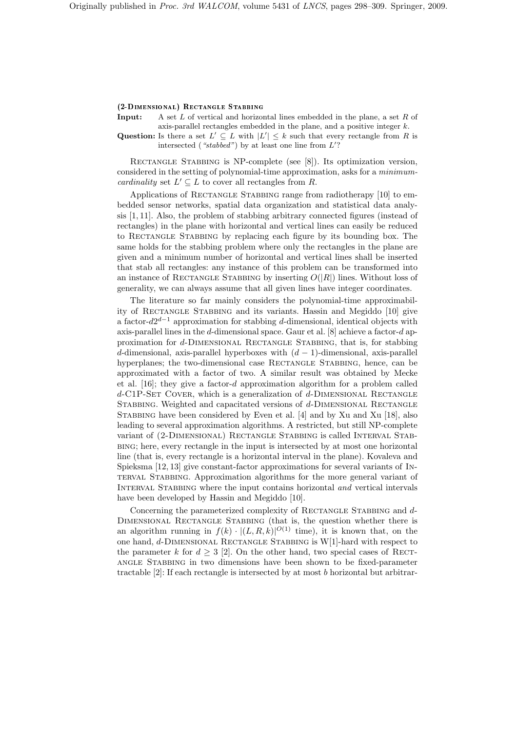**(2-Dimensional) Rectangle Stabbing**

**Input:** A set $L$ of vertical and horizontal lines embedded in the plane, a set $R$ of axis-parallel rectangles embedded in the plane, and a positive integer $k$.

**Question:** Is there a set $L' \subseteq L$ with $|L'| \leq k$ such that every rectangle from $R$ is intersected (*"stabbed"*) by at least one line from $L'$?

Rectangle Stabbing is NP-complete (see [8]). Its optimization version, considered in the setting of polynomial-time approximation, asks for a *minimum-cardinality* set $L' \subseteq L$ to cover all rectangles from $R$.

Applications of Rectangle Stabbing range from radiotherapy [10] to embedded sensor networks, spatial data organization and statistical data analysis [1, 11]. Also, the problem of stabbing arbitrary connected figures (instead of rectangles) in the plane with horizontal and vertical lines can easily be reduced to Rectangle Stabbing by replacing each figure by its bounding box. The same holds for the stabbing problem where only the rectangles in the plane are given and a minimum number of horizontal and vertical lines shall be inserted that stab all rectangles: any instance of this problem can be transformed into an instance of Rectangle Stabbing by inserting $O(|R|)$ lines. Without loss of generality, we can always assume that all given lines have integer coordinates.

The literature so far mainly considers the polynomial-time approximability of Rectangle Stabbing and its variants. Hassin and Megiddo [10] give a factor-$d2^{d-1}$ approximation for stabbing $d$-dimensional, identical objects with axis-parallel lines in the $d$-dimensional space. Gaur et al. [8] achieve a factor-$d$ approximation for $d$-Dimensional Rectangle Stabbing, that is, for stabbing $d$-dimensional, axis-parallel hyperboxes with $(d-1)$-dimensional, axis-parallel hyperplanes; the two-dimensional case Rectangle Stabbing, hence, can be approximated with a factor of two. A similar result was obtained by Mecke et al. [16]; they give a factor-$d$ approximation algorithm for a problem called $d$-C1P-Set Cover, which is a generalization of $d$-Dimensional Rectangle Stabbing. Weighted and capacitated versions of $d$-Dimensional Rectangle Stabbing have been considered by Even et al. [4] and by Xu and Xu [18], also leading to several approximation algorithms. A restricted, but still NP-complete variant of (2-Dimensional) Rectangle Stabbing is called Interval Stabbing; here, every rectangle in the input is intersected by at most one horizontal line (that is, every rectangle is a horizontal interval in the plane). Kovaleva and Spieksma [12, 13] give constant-factor approximations for several variants of Interval Stabbing. Approximation algorithms for the more general variant of Interval Stabbing where the input contains horizontal *and* vertical intervals have been developed by Hassin and Megiddo [10].

Concerning the parameterized complexity of Rectangle Stabbing and $d$-Dimensional Rectangle Stabbing (that is, the question whether there is an algorithm running in $f(k) \cdot |(L, R, k)|^{O(1)}$ time), it is known that, on the one hand, $d$-Dimensional Rectangle Stabbing is W[1]-hard with respect to the parameter $k$ for $d \geq 3$ [2]. On the other hand, two special cases of Rectangle Stabbing in two dimensions have been shown to be fixed-parameter tractable [2]: If each rectangle is intersected by at most $b$ horizontal but arbitrar-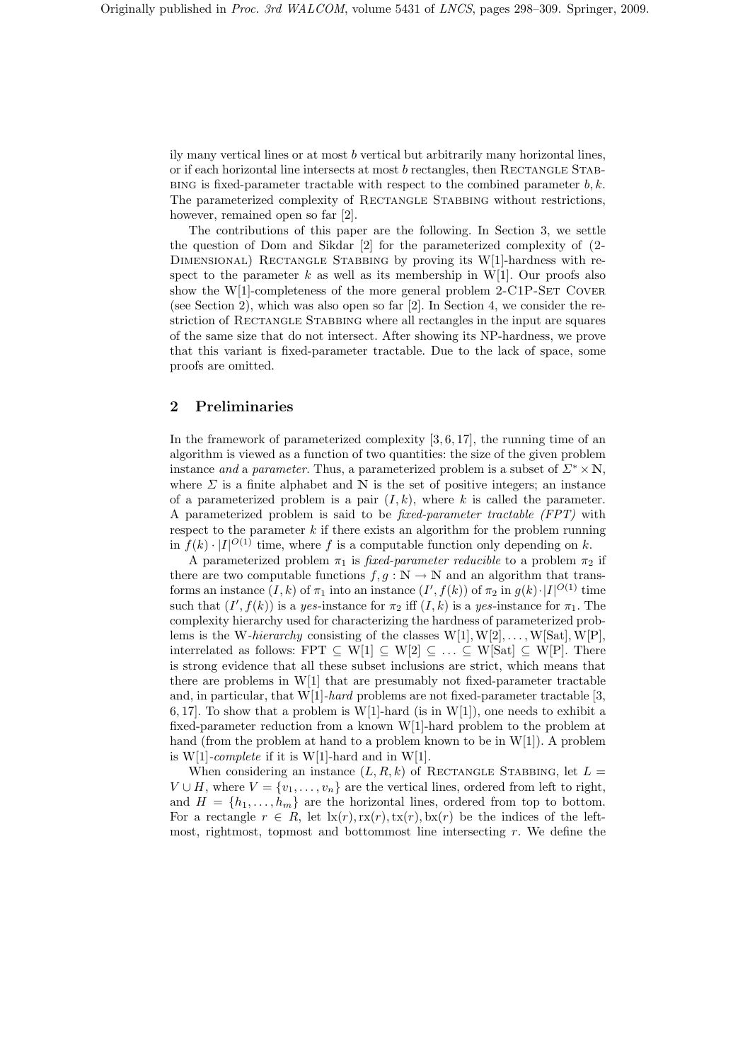ily many vertical lines or at most $b$ vertical but arbitrarily many horizontal lines, or if each horizontal line intersects at most $b$ rectangles, then Rectangle Stabbing is fixed-parameter tractable with respect to the combined parameter $b, k$. The parameterized complexity of Rectangle Stabbing without restrictions, however, remained open so far [2].

The contributions of this paper are the following. In Section 3, we settle the question of Dom and Sikdar [2] for the parameterized complexity of (2-Dimensional) Rectangle Stabbing by proving its W[1]-hardness with respect to the parameter $k$ as well as its membership in W[1]. Our proofs also show the W[1]-completeness of the more general problem 2-C1P-Set Cover (see Section 2), which was also open so far [2]. In Section 4, we consider the restriction of Rectangle Stabbing where all rectangles in the input are squares of the same size that do not intersect. After showing its NP-hardness, we prove that this variant is fixed-parameter tractable. Due to the lack of space, some proofs are omitted.

## 2 Preliminaries

In the framework of parameterized complexity [3, 6, 17], the running time of an algorithm is viewed as a function of two quantities: the size of the given problem instance *and* a *parameter*. Thus, a parameterized problem is a subset of $\Sigma^* \times \mathbb{N}$, where $\Sigma$ is a finite alphabet and $\mathbb{N}$ is the set of positive integers; an instance of a parameterized problem is a pair $(I, k)$, where $k$ is called the parameter. A parameterized problem is said to be *fixed-parameter tractable (FPT)* with respect to the parameter $k$ if there exists an algorithm for the problem running in $f(k) \cdot |I|^{O(1)}$ time, where $f$ is a computable function only depending on $k$.

A parameterized problem $\pi_1$ is *fixed-parameter reducible* to a problem $\pi_2$ if there are two computable functions $f, g : \mathbb{N} \to \mathbb{N}$ and an algorithm that transforms an instance $(I, k)$ of $\pi_1$ into an instance $(I', f(k))$ of $\pi_2$ in $g(k) \cdot |I|^{O(1)}$ time such that $(I', f(k))$ is a *yes*-instance for $\pi_2$ iff $(I, k)$ is a *yes*-instance for $\pi_1$. The complexity hierarchy used for characterizing the hardness of parameterized problems is the W-*hierarchy* consisting of the classes W[1], W[2], ..., W[Sat], W[P], interrelated as follows: FPT $\subseteq$ W[1] $\subseteq$ W[2] $\subseteq \ldots \subseteq$ W[Sat] $\subseteq$ W[P]. There is strong evidence that all these subset inclusions are strict, which means that there are problems in W[1] that are presumably not fixed-parameter tractable and, in particular, that W[1]-*hard* problems are not fixed-parameter tractable [3, 6, 17]. To show that a problem is W[1]-hard (is in W[1]), one needs to exhibit a fixed-parameter reduction from a known W[1]-hard problem to the problem at hand (from the problem at hand to a problem known to be in W[1]). A problem is W[1]-*complete* if it is W[1]-hard and in W[1].

When considering an instance $(L, R, k)$ of Rectangle Stabbing, let $L = V \cup H$, where $V = \{v_1, \ldots, v_n\}$ are the vertical lines, ordered from left to right, and $H = \{h_1, \ldots, h_m\}$ are the horizontal lines, ordered from top to bottom. For a rectangle $r \in R$, let $\mathrm{lx}(r), \mathrm{rx}(r), \mathrm{tx}(r), \mathrm{bx}(r)$ be the indices of the leftmost, rightmost, topmost and bottommost line intersecting $r$. We define the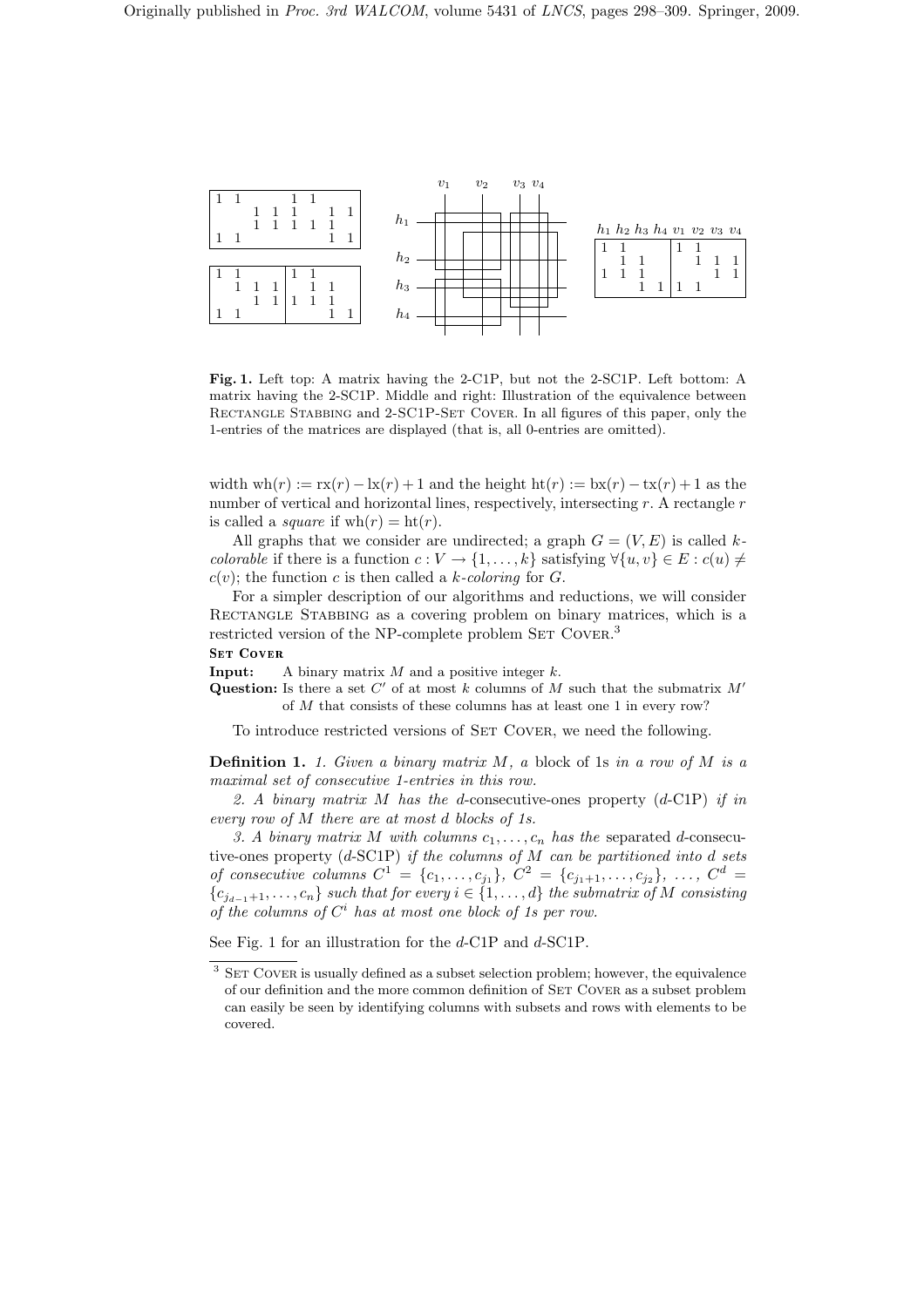Fig. 1. Left top: A matrix having the 2-C1P, but not the 2-SC1P. Left bottom: A matrix having the 2-SC1P. Middle and right: Illustration of the equivalence between RECTANGLE STABBING and 2-SC1P-SET COVER. In all figures of this paper, only the 1-entries of the matrices are displayed (that is, all 0-entries are omitted).

width $\mathrm{wh}(r) := \mathrm{rx}(r) - \mathrm{lx}(r) + 1$ and the height $\mathrm{ht}(r) := \mathrm{bx}(r) - \mathrm{tx}(r) + 1$ as the number of vertical and horizontal lines, respectively, intersecting $r$. A rectangle $r$ is called a *square* if $\mathrm{wh}(r) = \mathrm{ht}(r)$.

All graphs that we consider are undirected; a graph $G = (V, E)$ is called $k$-*colorable* if there is a function $c : V \to \{1, \ldots, k\}$ satisfying $\forall \{u, v\} \in E : c(u) \neq c(v)$; the function $c$ is then called a $k$-*coloring* for $G$.

For a simpler description of our algorithms and reductions, we will consider RECTANGLE STABBING as a covering problem on binary matrices, which is a restricted version of the NP-complete problem SET COVER.[3]

**SET COVER**

**Input:** A binary matrix $M$ and a positive integer $k$.

**Question:** Is there a set $C'$ of at most $k$ columns of $M$ such that the submatrix $M'$ of $M$ that consists of these columns has at least one 1 in every row?

To introduce restricted versions of SET COVER, we need the following.

**Definition 1.** *1. Given a binary matrix $M$, a* block of 1s *in a row of $M$ is a maximal set of consecutive 1-entries in this row.*

*2. A binary matrix $M$ has the* $d$-consecutive-ones property ($d$-C1P) *if in every row of $M$ there are at most $d$ blocks of 1s.*

*3. A binary matrix $M$ with columns $c_1, \ldots, c_n$ has the* separated $d$-consecutive-ones property ($d$-SC1P) *if the columns of $M$ can be partitioned into $d$ sets of consecutive columns $C^1 = \{c_1, \ldots, c_{j_1}\}$, $C^2 = \{c_{j_1+1}, \ldots, c_{j_2}\}$, $\ldots$, $C^d = \{c_{j_{d-1}+1}, \ldots, c_n\}$ such that for every $i \in \{1, \ldots, d\}$ the submatrix of $M$ consisting of the columns of $C^i$ has at most one block of 1s per row.*

See Fig. 1 for an illustration for the $d$-C1P and $d$-SC1P.

[3] SET COVER is usually defined as a subset selection problem; however, the equivalence of our definition and the more common definition of SET COVER as a subset problem can easily be seen by identifying columns with subsets and rows with elements to be covered.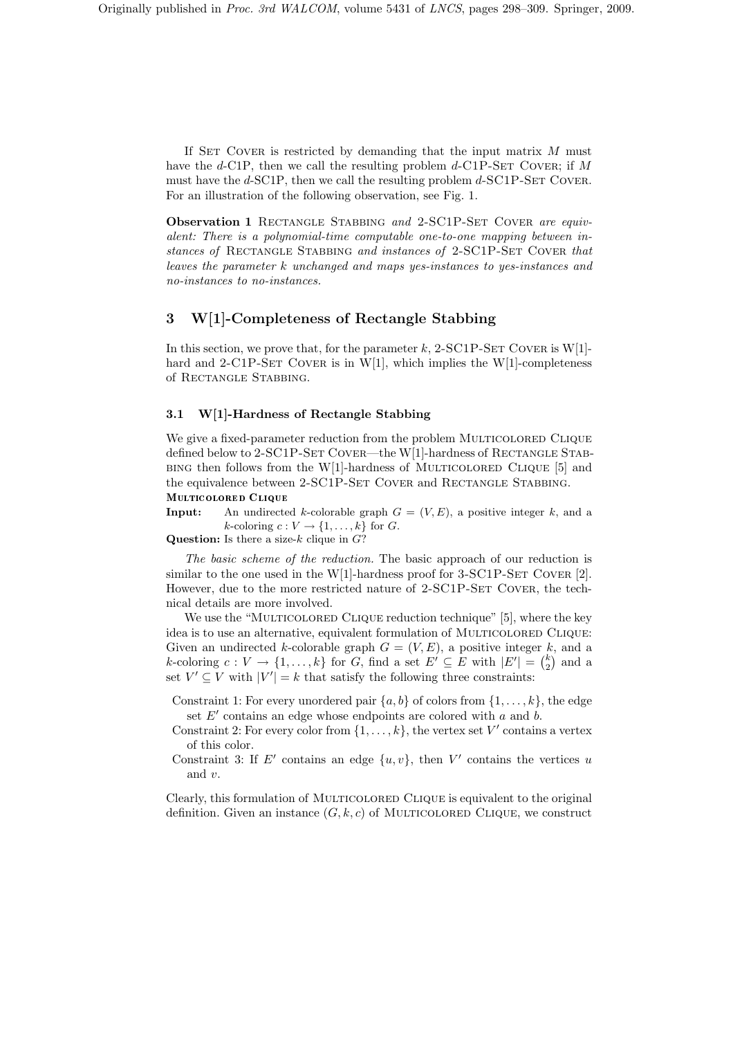If Set Cover is restricted by demanding that the input matrix $M$ must have the $d$-C1P, then we call the resulting problem $d$-C1P-Set Cover; if $M$ must have the $d$-SC1P, then we call the resulting problem $d$-SC1P-Set Cover. For an illustration of the following observation, see Fig. 1.

**Observation 1** Rectangle Stabbing *and* 2-SC1P-Set Cover *are equivalent: There is a polynomial-time computable one-to-one mapping between instances of* Rectangle Stabbing *and instances of* 2-SC1P-Set Cover *that leaves the parameter $k$ unchanged and maps yes-instances to yes-instances and no-instances to no-instances.*

## 3 W[1]-Completeness of Rectangle Stabbing

In this section, we prove that, for the parameter $k$, 2-SC1P-Set Cover is W[1]-hard and 2-C1P-Set Cover is in W[1], which implies the W[1]-completeness of Rectangle Stabbing.

### 3.1 W[1]-Hardness of Rectangle Stabbing

We give a fixed-parameter reduction from the problem Multicolored Clique defined below to 2-SC1P-Set Cover—the W[1]-hardness of Rectangle Stabbing then follows from the W[1]-hardness of Multicolored Clique [5] and the equivalence between 2-SC1P-Set Cover and Rectangle Stabbing.

**Multicolored Clique**

**Input:** An undirected $k$-colorable graph $G = (V, E)$, a positive integer $k$, and a $k$-coloring $c : V \to \{1, \ldots, k\}$ for $G$.

**Question:** Is there a size-$k$ clique in $G$?

*The basic scheme of the reduction.* The basic approach of our reduction is similar to the one used in the W[1]-hardness proof for 3-SC1P-Set Cover [2]. However, due to the more restricted nature of 2-SC1P-Set Cover, the technical details are more involved.

We use the "Multicolored Clique reduction technique" [5], where the key idea is to use an alternative, equivalent formulation of Multicolored Clique: Given an undirected $k$-colorable graph $G = (V, E)$, a positive integer $k$, and a $k$-coloring $c : V \to \{1, \ldots, k\}$ for $G$, find a set $E' \subseteq E$ with $|E'| = \binom{k}{2}$ and a set $V' \subseteq V$ with $|V'| = k$ that satisfy the following three constraints:

- Constraint 1: For every unordered pair $\{a, b\}$ of colors from $\{1, \ldots, k\}$, the edge set $E'$ contains an edge whose endpoints are colored with $a$ and $b$.
- Constraint 2: For every color from $\{1, \ldots, k\}$, the vertex set $V'$ contains a vertex of this color.
- Constraint 3: If $E'$ contains an edge $\{u, v\}$, then $V'$ contains the vertices $u$ and $v$.

Clearly, this formulation of Multicolored Clique is equivalent to the original definition. Given an instance $(G, k, c)$ of Multicolored Clique, we construct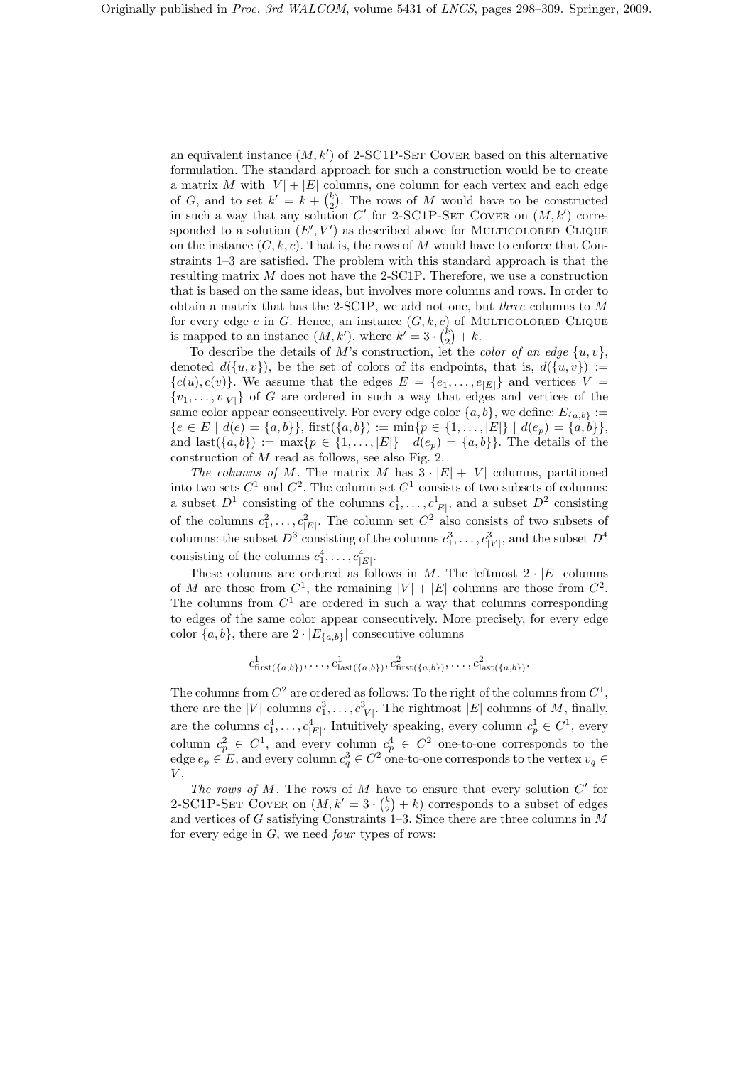an equivalent instance $(M, k')$ of 2-SC1P-Set Cover based on this alternative formulation. The standard approach for such a construction would be to create a matrix $M$ with $|V| + |E|$ columns, one column for each vertex and each edge of $G$, and to set $k' = k + \binom{k}{2}$. The rows of $M$ would have to be constructed in such a way that any solution $C'$ for 2-SC1P-Set Cover on $(M, k')$ corresponded to a solution $(E', V')$ as described above for Multicolored Clique on the instance $(G, k, c)$. That is, the rows of $M$ would have to enforce that Constraints 1–3 are satisfied. The problem with this standard approach is that the resulting matrix $M$ does not have the 2-SC1P. Therefore, we use a construction that is based on the same ideas, but involves more columns and rows. In order to obtain a matrix that has the 2-SC1P, we add not one, but *three* columns to $M$ for every edge $e$ in $G$. Hence, an instance $(G, k, c)$ of Multicolored Clique is mapped to an instance $(M, k')$, where $k' = 3 \cdot \binom{k}{2} + k$.

To describe the details of $M$'s construction, let the *color of an edge* $\{u, v\}$, denoted $d(\{u, v\})$, be the set of colors of its endpoints, that is, $d(\{u, v\}) := \{c(u), c(v)\}$. We assume that the edges $E = \{e_1, \ldots, e_{|E|}\}$ and vertices $V = \{v_1, \ldots, v_{|V|}\}$ of $G$ are ordered in such a way that edges and vertices of the same color appear consecutively. For every edge color $\{a, b\}$, we define: $E_{\{a,b\}} := \{e \in E \mid d(e) = \{a, b\}\}$, $\text{first}(\{a, b\}) := \min\{p \in \{1, \ldots, |E|\} \mid d(e_p) = \{a, b\}\}$, and $\text{last}(\{a, b\}) := \max\{p \in \{1, \ldots, |E|\} \mid d(e_p) = \{a, b\}\}$. The details of the construction of $M$ read as follows, see also Fig. 2.

*The columns of $M$.* The matrix $M$ has $3 \cdot |E| + |V|$ columns, partitioned into two sets $C^1$ and $C^2$. The column set $C^1$ consists of two subsets of columns: a subset $D^1$ consisting of the columns $c^1_1, \ldots, c^1_{|E|}$, and a subset $D^2$ consisting of the columns $c^2_1, \ldots, c^2_{|E|}$. The column set $C^2$ also consists of two subsets of columns: the subset $D^3$ consisting of the columns $c^3_1, \ldots, c^3_{|V|}$, and the subset $D^4$ consisting of the columns $c^4_1, \ldots, c^4_{|E|}$.

These columns are ordered as follows in $M$. The leftmost $2 \cdot |E|$ columns of $M$ are those from $C^1$, the remaining $|V| + |E|$ columns are those from $C^2$. The columns from $C^1$ are ordered in such a way that columns corresponding to edges of the same color appear consecutively. More precisely, for every edge color $\{a, b\}$, there are $2 \cdot |E_{\{a,b\}}|$ consecutive columns

$$c^1_{\text{first}(\{a,b\})}, \ldots, c^1_{\text{last}(\{a,b\})}, c^2_{\text{first}(\{a,b\})}, \ldots, c^2_{\text{last}(\{a,b\})}.$$

The columns from $C^2$ are ordered as follows: To the right of the columns from $C^1$, there are the $|V|$ columns $c^3_1, \ldots, c^3_{|V|}$. The rightmost $|E|$ columns of $M$, finally, are the columns $c^4_1, \ldots, c^4_{|E|}$. Intuitively speaking, every column $c^1_p \in C^1$, every column $c^2_p \in C^1$, and every column $c^4_p \in C^2$ one-to-one corresponds to the edge $e_p \in E$, and every column $c^3_q \in C^2$ one-to-one corresponds to the vertex $v_q \in V$.

*The rows of $M$.* The rows of $M$ have to ensure that every solution $C'$ for 2-SC1P-Set Cover on $(M, k' = 3 \cdot \binom{k}{2} + k)$ corresponds to a subset of edges and vertices of $G$ satisfying Constraints 1–3. Since there are three columns in $M$ for every edge in $G$, we need *four* types of rows: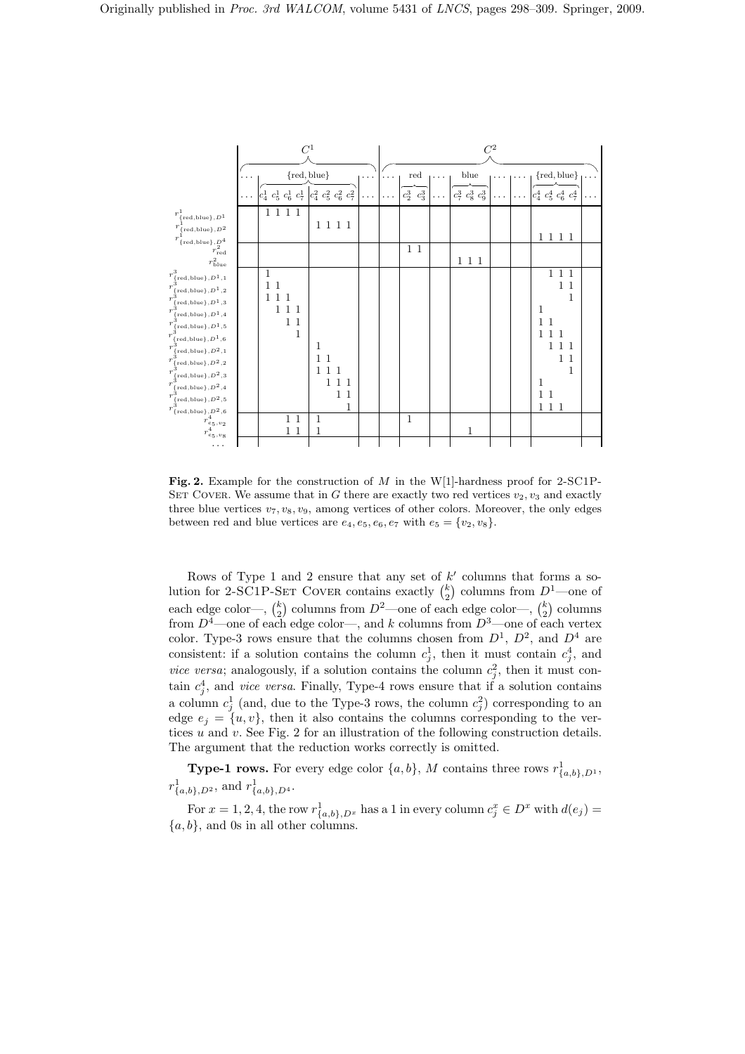| | $C^1$ | | | | | | | | | | $C^2$ | | | | | | | | | | | | | |
|---|---|---|---|---|---|---|---|---|---|---|---|---|---|---|---|---|---|---|---|---|---|---|---|---|
| | … | {red, blue} | | | | | | | | … | … | red | | … | blue | | | … | … | {red, blue} | | | | … |
| | … | $c^1_4$ | $c^1_5$ | $c^1_6$ | $c^1_7$ | $c^2_4$ | $c^2_5$ | $c^2_6$ | $c^2_7$ | … | … | $c^3_2$ | $c^3_3$ | … | $c^3_7$ | $c^3_8$ | $c^3_9$ | … | … | $c^4_4$ | $c^4_5$ | $c^4_6$ | $c^4_7$ | … |
| $r^1_{\{\text{red},\text{blue}\},D^1}$ | | 1 | 1 | 1 | 1 | | | | | | | | | | | | | | | | | | | |
| $r^1_{\{\text{red},\text{blue}\},D^2}$ | | | | | | 1 | 1 | 1 | 1 | | | | | | | | | | | | | | | |
| $r^1_{\{\text{red},\text{blue}\},D^4}$ | | | | | | | | | | | | | | | | | | | | 1 | 1 | 1 | 1 | |
| $r^2_{\text{red}}$ | | | | | | | | | | | | 1 | 1 | | | | | | | | | | | |
| $r^2_{\text{blue}}$ | | | | | | | | | | | | | | | 1 | 1 | 1 | | | | | | | |
| $r^3_{\{\text{red},\text{blue}\},D^1,1}$ | | 1 | | | | | | | | | | | | | | | | | | | 1 | 1 | 1 | |
| $r^3_{\{\text{red},\text{blue}\},D^1,2}$ | | 1 | 1 | | | | | | | | | | | | | | | | | | | 1 | 1 | |
| $r^3_{\{\text{red},\text{blue}\},D^1,3}$ | | 1 | 1 | 1 | | | | | | | | | | | | | | | | | | | 1 | |
| $r^3_{\{\text{red},\text{blue}\},D^1,4}$ | | | 1 | 1 | 1 | | | | | | | | | | | | | | | 1 | | | | |
| $r^3_{\{\text{red},\text{blue}\},D^1,5}$ | | | | 1 | 1 | | | | | | | | | | | | | | | 1 | 1 | | | |
| $r^3_{\{\text{red},\text{blue}\},D^1,6}$ | | | | | 1 | | | | | | | | | | | | | | | 1 | 1 | 1 | | |
| $r^3_{\{\text{red},\text{blue}\},D^2,1}$ | | | | | | 1 | | | | | | | | | | | | | | | 1 | 1 | 1 | |
| $r^3_{\{\text{red},\text{blue}\},D^2,2}$ | | | | | | 1 | 1 | | | | | | | | | | | | | | | 1 | 1 | |
| $r^3_{\{\text{red},\text{blue}\},D^2,3}$ | | | | | | 1 | 1 | 1 | | | | | | | | | | | | | | | 1 | |
| $r^3_{\{\text{red},\text{blue}\},D^2,4}$ | | | | | | | 1 | 1 | 1 | | | | | | | | | | | 1 | | | | |
| $r^3_{\{\text{red},\text{blue}\},D^2,5}$ | | | | | | | | 1 | 1 | | | | | | | | | | | 1 | 1 | | | |
| $r^3_{\{\text{red},\text{blue}\},D^2,6}$ | | | | | | | | | 1 | | | | | | | | | | | 1 | 1 | 1 | | |
| $r^4_{e_5,v_2}$ | | | | 1 | 1 | 1 | | | | | | 1 | | | | | | | | | | | | |
| $r^4_{e_5,v_8}$ | | | | 1 | 1 | 1 | | | | | | | | | | 1 | | | | | | | | |
| … | | | | | | | | | | | | | | | | | | | | | | | | |

**Fig. 2.** Example for the construction of $M$ in the W[1]-hardness proof for 2-SC1P-Set Cover. We assume that in $G$ there are exactly two red vertices $v_2, v_3$ and exactly three blue vertices $v_7, v_8, v_9$, among vertices of other colors. Moreover, the only edges between red and blue vertices are $e_4, e_5, e_6, e_7$ with $e_5 = \{v_2, v_8\}$.

Rows of Type 1 and 2 ensure that any set of $k'$ columns that forms a solution for 2-SC1P-Set Cover contains exactly $\binom{k}{2}$ columns from $D^1$—one of each edge color—, $\binom{k}{2}$ columns from $D^2$—one of each edge color—, $\binom{k}{2}$ columns from $D^4$—one of each edge color—, and $k$ columns from $D^3$—one of each vertex color. Type-3 rows ensure that the columns chosen from $D^1$, $D^2$, and $D^4$ are consistent: if a solution contains the column $c^1_j$, then it must contain $c^4_j$, and *vice versa*; analogously, if a solution contains the column $c^2_j$, then it must contain $c^4_j$, and *vice versa*. Finally, Type-4 rows ensure that if a solution contains a column $c^1_j$ (and, due to the Type-3 rows, the column $c^2_j$) corresponding to an edge $e_j = \{u, v\}$, then it also contains the columns corresponding to the vertices $u$ and $v$. See Fig. 2 for an illustration of the following construction details. The argument that the reduction works correctly is omitted.

**Type-1 rows.** For every edge color $\{a, b\}$, $M$ contains three rows $r^1_{\{a,b\},D^1}$, $r^1_{\{a,b\},D^2}$, and $r^1_{\{a,b\},D^4}$.

For $x = 1, 2, 4$, the row $r^1_{\{a,b\},D^x}$ has a 1 in every column $c^x_j \in D^x$ with $d(e_j) = \{a, b\}$, and 0s in all other columns.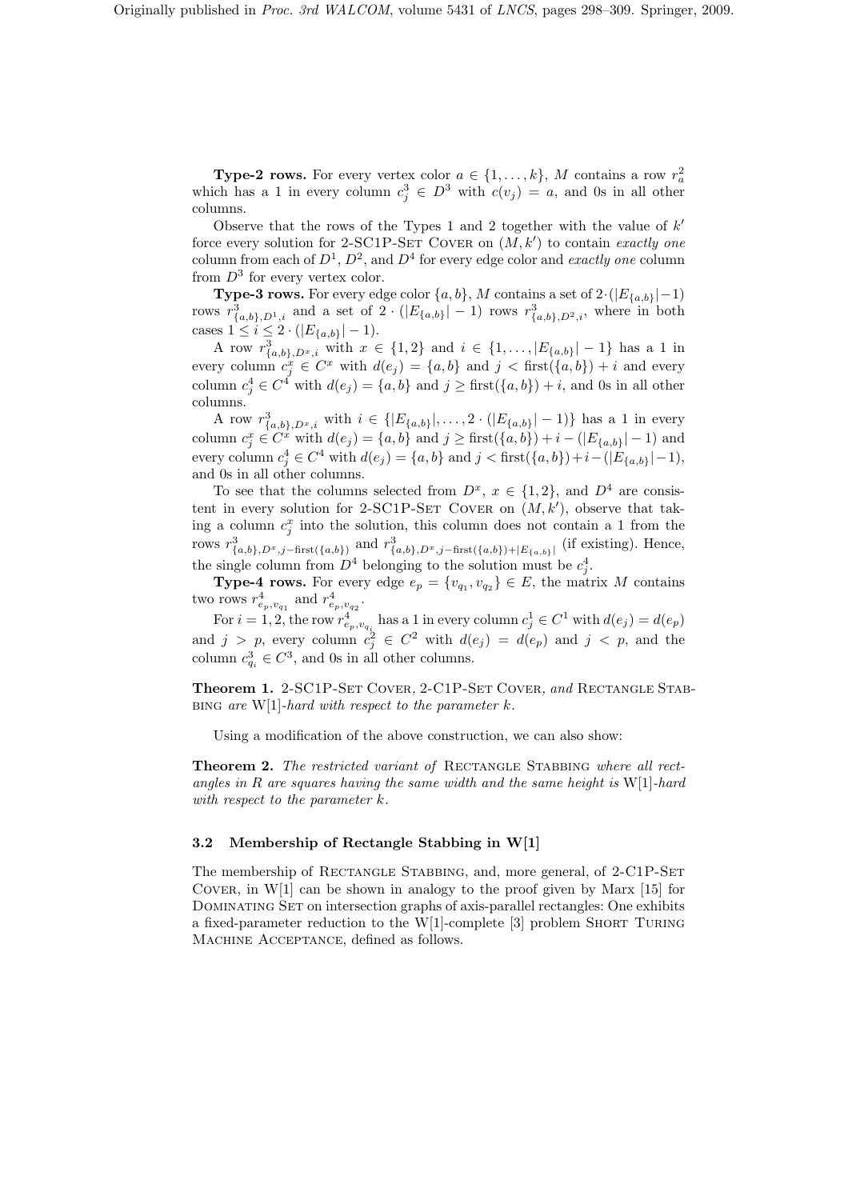**Type-2 rows.** For every vertex color $a \in \{1, \ldots, k\}$, $M$ contains a row $r^2_a$ which has a 1 in every column $c^3_j \in D^3$ with $c(v_j) = a$, and 0s in all other columns.

Observe that the rows of the Types 1 and 2 together with the value of $k'$ force every solution for 2-SC1P-Set Cover on $(M, k')$ to contain *exactly one* column from each of $D^1$, $D^2$, and $D^4$ for every edge color and *exactly one* column from $D^3$ for every vertex color.

**Type-3 rows.** For every edge color $\{a, b\}$, $M$ contains a set of $2 \cdot (|E_{\{a,b\}}| - 1)$ rows $r^3_{\{a,b\},D^1,i}$ and a set of $2 \cdot (|E_{\{a,b\}}| - 1)$ rows $r^3_{\{a,b\},D^2,i}$, where in both cases $1 \leq i \leq 2 \cdot (|E_{\{a,b\}}| - 1)$.

A row $r^3_{\{a,b\},D^x,i}$ with $x \in \{1, 2\}$ and $i \in \{1, \ldots, |E_{\{a,b\}}| - 1\}$ has a 1 in every column $c^x_j \in C^x$ with $d(e_j) = \{a, b\}$ and $j < \text{first}(\{a, b\}) + i$ and every column $c^4_j \in C^4$ with $d(e_j) = \{a, b\}$ and $j \geq \text{first}(\{a, b\}) + i$, and 0s in all other columns.

A row $r^3_{\{a,b\},D^x,i}$ with $i \in \{|E_{\{a,b\}}|, \ldots, 2 \cdot (|E_{\{a,b\}}| - 1)\}$ has a 1 in every column $c^x_j \in C^x$ with $d(e_j) = \{a, b\}$ and $j \geq \text{first}(\{a, b\}) + i - (|E_{\{a,b\}}| - 1)$ and every column $c^4_j \in C^4$ with $d(e_j) = \{a, b\}$ and $j < \text{first}(\{a, b\}) + i - (|E_{\{a,b\}}| - 1)$, and 0s in all other columns.

To see that the columns selected from $D^x$, $x \in \{1, 2\}$, and $D^4$ are consistent in every solution for 2-SC1P-Set Cover on $(M, k')$, observe that taking a column $c^x_j$ into the solution, this column does not contain a 1 from the rows $r^3_{\{a,b\},D^x,j-\text{first}(\{a,b\})}$ and $r^3_{\{a,b\},D^x,j-\text{first}(\{a,b\})+|E_{\{a,b\}}|}$ (if existing). Hence, the single column from $D^4$ belonging to the solution must be $c^4_j$.

**Type-4 rows.** For every edge $e_p = \{v_{q_1}, v_{q_2}\} \in E$, the matrix $M$ contains two rows $r^4_{e_p,v_{q_1}}$ and $r^4_{e_p,v_{q_2}}$.

For $i = 1, 2$, the row $r^4_{e_p,v_{q_i}}$ has a 1 in every column $c^1_j \in C^1$ with $d(e_j) = d(e_p)$ and $j > p$, every column $c^2_j \in C^2$ with $d(e_j) = d(e_p)$ and $j < p$, and the column $c^3_{q_i} \in C^3$, and 0s in all other columns.

**Theorem 1.** *2-SC1P-Set Cover, 2-C1P-Set Cover, and Rectangle Stabbing are* W[1]*-hard with respect to the parameter* $k$.

Using a modification of the above construction, we can also show:

**Theorem 2.** *The restricted variant of* Rectangle Stabbing *where all rectangles in* $R$ *are squares having the same width and the same height is* W[1]*-hard with respect to the parameter* $k$.

### 3.2 Membership of Rectangle Stabbing in W[1]

The membership of Rectangle Stabbing, and, more general, of 2-C1P-Set Cover, in W[1] can be shown in analogy to the proof given by Marx [15] for Dominating Set on intersection graphs of axis-parallel rectangles: One exhibits a fixed-parameter reduction to the W[1]-complete [3] problem Short Turing Machine Acceptance, defined as follows.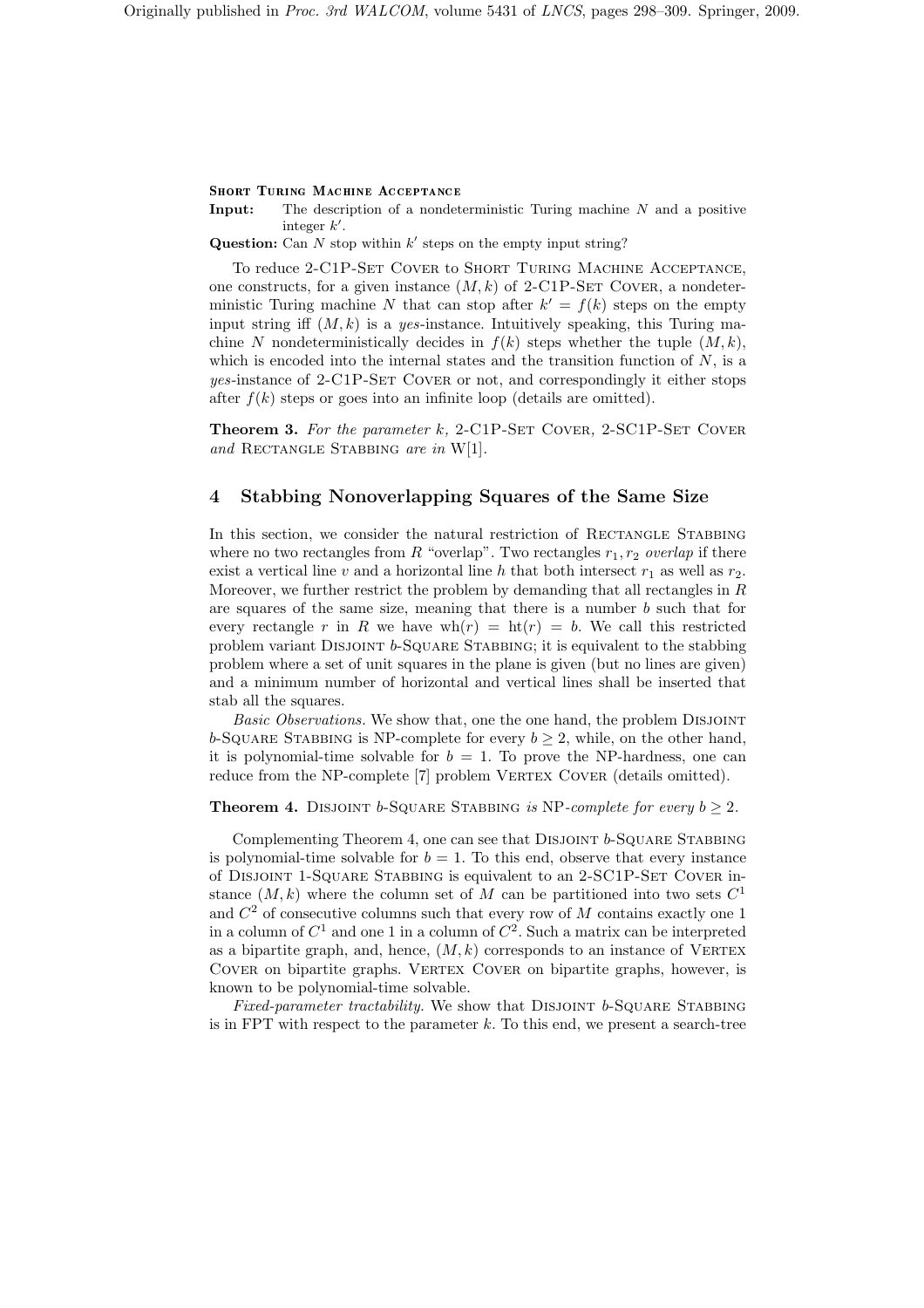**Short Turing Machine Acceptance**

**Input:** The description of a nondeterministic Turing machine $N$ and a positive integer $k'$.

**Question:** Can $N$ stop within $k'$ steps on the empty input string?

To reduce 2-C1P-Set Cover to Short Turing Machine Acceptance, one constructs, for a given instance $(M, k)$ of 2-C1P-Set Cover, a nondeterministic Turing machine $N$ that can stop after $k' = f(k)$ steps on the empty input string iff $(M, k)$ is a *yes*-instance. Intuitively speaking, this Turing machine $N$ nondeterministically decides in $f(k)$ steps whether the tuple $(M, k)$, which is encoded into the internal states and the transition function of $N$, is a *yes*-instance of 2-C1P-Set Cover or not, and correspondingly it either stops after $f(k)$ steps or goes into an infinite loop (details are omitted).

**Theorem 3.** *For the parameter $k$, 2-C1P-Set Cover, 2-SC1P-Set Cover and Rectangle Stabbing are in* W[1].

## 4 Stabbing Nonoverlapping Squares of the Same Size

In this section, we consider the natural restriction of Rectangle Stabbing where no two rectangles from $R$ "overlap". Two rectangles $r_1, r_2$ *overlap* if there exist a vertical line $v$ and a horizontal line $h$ that both intersect $r_1$ as well as $r_2$. Moreover, we further restrict the problem by demanding that all rectangles in $R$ are squares of the same size, meaning that there is a number $b$ such that for every rectangle $r$ in $R$ we have $\mathrm{wh}(r) = \mathrm{ht}(r) = b$. We call this restricted problem variant Disjoint $b$-Square Stabbing; it is equivalent to the stabbing problem where a set of unit squares in the plane is given (but no lines are given) and a minimum number of horizontal and vertical lines shall be inserted that stab all the squares.

*Basic Observations.* We show that, one the one hand, the problem Disjoint $b$-Square Stabbing is NP-complete for every $b \geq 2$, while, on the other hand, it is polynomial-time solvable for $b = 1$. To prove the NP-hardness, one can reduce from the NP-complete [7] problem Vertex Cover (details omitted).

**Theorem 4.** *Disjoint $b$-Square Stabbing is* NP*-complete for every $b \geq 2$.*

Complementing Theorem 4, one can see that Disjoint $b$-Square Stabbing is polynomial-time solvable for $b = 1$. To this end, observe that every instance of Disjoint 1-Square Stabbing is equivalent to an 2-SC1P-Set Cover instance $(M, k)$ where the column set of $M$ can be partitioned into two sets $C^1$ and $C^2$ of consecutive columns such that every row of $M$ contains exactly one 1 in a column of $C^1$ and one 1 in a column of $C^2$. Such a matrix can be interpreted as a bipartite graph, and, hence, $(M, k)$ corresponds to an instance of Vertex Cover on bipartite graphs. Vertex Cover on bipartite graphs, however, is known to be polynomial-time solvable.

*Fixed-parameter tractability.* We show that Disjoint $b$-Square Stabbing is in FPT with respect to the parameter $k$. To this end, we present a search-tree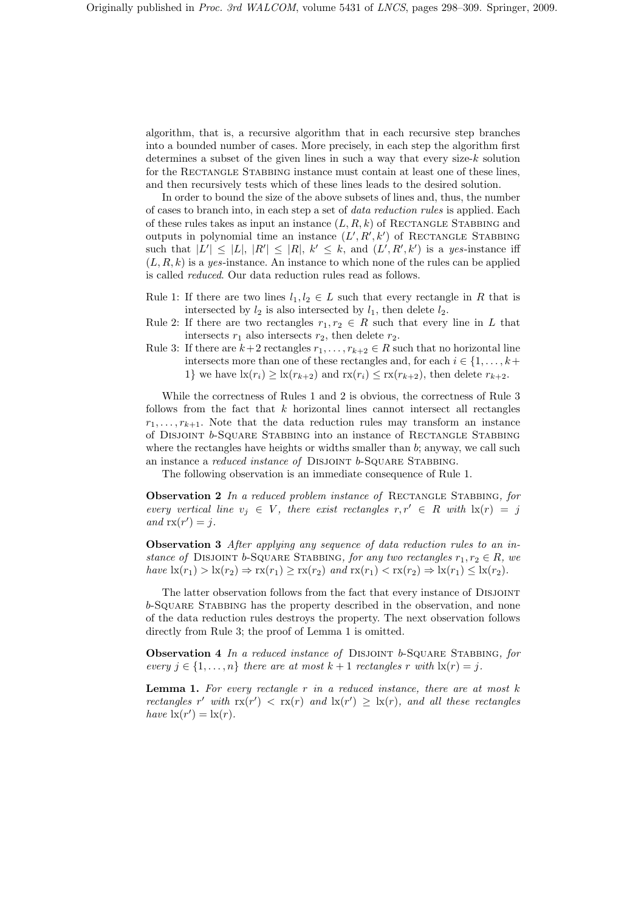algorithm, that is, a recursive algorithm that in each recursive step branches into a bounded number of cases. More precisely, in each step the algorithm first determines a subset of the given lines in such a way that every size-$k$ solution for the Rectangle Stabbing instance must contain at least one of these lines, and then recursively tests which of these lines leads to the desired solution.

In order to bound the size of the above subsets of lines and, thus, the number of cases to branch into, in each step a set of *data reduction rules* is applied. Each of these rules takes as input an instance $(L, R, k)$ of Rectangle Stabbing and outputs in polynomial time an instance $(L', R', k')$ of Rectangle Stabbing such that $|L'| \leq |L|$, $|R'| \leq |R|$, $k' \leq k$, and $(L', R', k')$ is a *yes*-instance iff $(L, R, k)$ is a *yes*-instance. An instance to which none of the rules can be applied is called *reduced*. Our data reduction rules read as follows.

Rule 1: If there are two lines $l_1, l_2 \in L$ such that every rectangle in $R$ that is intersected by $l_2$ is also intersected by $l_1$, then delete $l_2$.

Rule 2: If there are two rectangles $r_1, r_2 \in R$ such that every line in $L$ that intersects $r_1$ also intersects $r_2$, then delete $r_2$.

Rule 3: If there are $k+2$ rectangles $r_1, \ldots, r_{k+2} \in R$ such that no horizontal line intersects more than one of these rectangles and, for each $i \in \{1, \ldots, k+1\}$ we have $\mathrm{lx}(r_i) \geq \mathrm{lx}(r_{k+2})$ and $\mathrm{rx}(r_i) \leq \mathrm{rx}(r_{k+2})$, then delete $r_{k+2}$.

While the correctness of Rules 1 and 2 is obvious, the correctness of Rule 3 follows from the fact that $k$ horizontal lines cannot intersect all rectangles $r_1, \ldots, r_{k+1}$. Note that the data reduction rules may transform an instance of Disjoint $b$-Square Stabbing into an instance of Rectangle Stabbing where the rectangles have heights or widths smaller than $b$; anyway, we call such an instance a *reduced instance of* Disjoint $b$-Square Stabbing.

The following observation is an immediate consequence of Rule 1.

**Observation 2** *In a reduced problem instance of* Rectangle Stabbing*, for every vertical line $v_j \in V$, there exist rectangles $r, r' \in R$ with $\mathrm{lx}(r) = j$ and $\mathrm{rx}(r') = j$.*

**Observation 3** *After applying any sequence of data reduction rules to an instance of* Disjoint $b$-Square Stabbing*, for any two rectangles $r_1, r_2 \in R$, we have $\mathrm{lx}(r_1) > \mathrm{lx}(r_2) \Rightarrow \mathrm{rx}(r_1) \geq \mathrm{rx}(r_2)$ and $\mathrm{rx}(r_1) < \mathrm{rx}(r_2) \Rightarrow \mathrm{lx}(r_1) \leq \mathrm{lx}(r_2)$.*

The latter observation follows from the fact that every instance of Disjoint $b$-Square Stabbing has the property described in the observation, and none of the data reduction rules destroys the property. The next observation follows directly from Rule 3; the proof of Lemma 1 is omitted.

**Observation 4** *In a reduced instance of* Disjoint $b$-Square Stabbing*, for every $j \in \{1, \ldots, n\}$ there are at most $k+1$ rectangles $r$ with $\mathrm{lx}(r) = j$.*

**Lemma 1.** *For every rectangle $r$ in a reduced instance, there are at most $k$ rectangles $r'$ with $\mathrm{rx}(r') < \mathrm{rx}(r)$ and $\mathrm{lx}(r') \geq \mathrm{lx}(r)$, and all these rectangles have $\mathrm{lx}(r') = \mathrm{lx}(r)$.*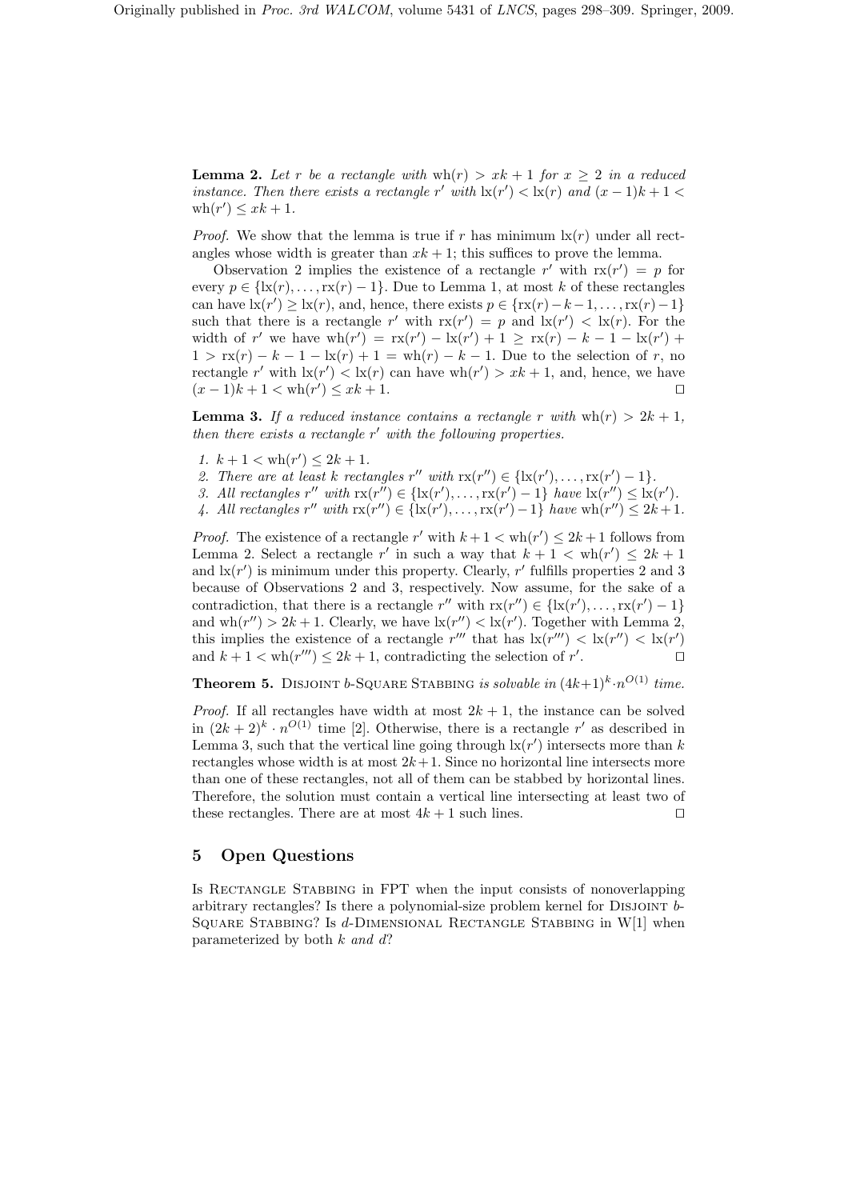**Lemma 2.** *Let $r$ be a rectangle with $\mathrm{wh}(r) > xk + 1$ for $x \geq 2$ in a reduced instance. Then there exists a rectangle $r'$ with $\mathrm{lx}(r') < \mathrm{lx}(r)$ and $(x-1)k + 1 < \mathrm{wh}(r') \leq xk + 1$.*

*Proof.* We show that the lemma is true if $r$ has minimum $\mathrm{lx}(r)$ under all rectangles whose width is greater than $xk + 1$; this suffices to prove the lemma.

Observation 2 implies the existence of a rectangle $r'$ with $\mathrm{rx}(r') = p$ for every $p \in \{\mathrm{lx}(r), \ldots, \mathrm{rx}(r) - 1\}$. Due to Lemma 1, at most $k$ of these rectangles can have $\mathrm{lx}(r') \geq \mathrm{lx}(r)$, and, hence, there exists $p \in \{\mathrm{rx}(r) - k - 1, \ldots, \mathrm{rx}(r) - 1\}$ such that there is a rectangle $r'$ with $\mathrm{rx}(r') = p$ and $\mathrm{lx}(r') < \mathrm{lx}(r)$. For the width of $r'$ we have $\mathrm{wh}(r') = \mathrm{rx}(r') - \mathrm{lx}(r') + 1 \geq \mathrm{rx}(r) - k - 1 - \mathrm{lx}(r') + 1 > \mathrm{rx}(r) - k - 1 - \mathrm{lx}(r) + 1 = \mathrm{wh}(r) - k - 1$. Due to the selection of $r$, no rectangle $r'$ with $\mathrm{lx}(r') < \mathrm{lx}(r)$ can have $\mathrm{wh}(r') > xk + 1$, and, hence, we have $(x-1)k + 1 < \mathrm{wh}(r') \leq xk + 1$. □

**Lemma 3.** *If a reduced instance contains a rectangle $r$ with $\mathrm{wh}(r) > 2k + 1$, then there exists a rectangle $r'$ with the following properties.*

1. *$k + 1 < \mathrm{wh}(r') \leq 2k + 1$.*
2. *There are at least $k$ rectangles $r''$ with $\mathrm{rx}(r'') \in \{\mathrm{lx}(r'), \ldots, \mathrm{rx}(r') - 1\}$.*
3. *All rectangles $r''$ with $\mathrm{rx}(r'') \in \{\mathrm{lx}(r'), \ldots, \mathrm{rx}(r') - 1\}$ have $\mathrm{lx}(r'') \leq \mathrm{lx}(r')$.*
4. *All rectangles $r''$ with $\mathrm{rx}(r'') \in \{\mathrm{lx}(r'), \ldots, \mathrm{rx}(r') - 1\}$ have $\mathrm{wh}(r'') \leq 2k + 1$.*

*Proof.* The existence of a rectangle $r'$ with $k + 1 < \mathrm{wh}(r') \leq 2k + 1$ follows from Lemma 2. Select a rectangle $r'$ in such a way that $k + 1 < \mathrm{wh}(r') \leq 2k + 1$ and $\mathrm{lx}(r')$ is minimum under this property. Clearly, $r'$ fulfills properties 2 and 3 because of Observations 2 and 3, respectively. Now assume, for the sake of a contradiction, that there is a rectangle $r''$ with $\mathrm{rx}(r'') \in \{\mathrm{lx}(r'), \ldots, \mathrm{rx}(r') - 1\}$ and $\mathrm{wh}(r'') > 2k + 1$. Clearly, we have $\mathrm{lx}(r'') < \mathrm{lx}(r')$. Together with Lemma 2, this implies the existence of a rectangle $r'''$ that has $\mathrm{lx}(r''') < \mathrm{lx}(r'') < \mathrm{lx}(r')$ and $k + 1 < \mathrm{wh}(r''') \leq 2k + 1$, contradicting the selection of $r'$. □

**Theorem 5.** Disjoint $b$-Square Stabbing *is solvable in $(4k+1)^k \cdot n^{O(1)}$ time.*

*Proof.* If all rectangles have width at most $2k + 1$, the instance can be solved in $(2k + 2)^k \cdot n^{O(1)}$ time [2]. Otherwise, there is a rectangle $r'$ as described in Lemma 3, such that the vertical line going through $\mathrm{lx}(r')$ intersects more than $k$ rectangles whose width is at most $2k + 1$. Since no horizontal line intersects more than one of these rectangles, not all of them can be stabbed by horizontal lines. Therefore, the solution must contain a vertical line intersecting at least two of these rectangles. There are at most $4k + 1$ such lines. □

## 5 Open Questions

Is Rectangle Stabbing in FPT when the input consists of nonoverlapping arbitrary rectangles? Is there a polynomial-size problem kernel for Disjoint $b$-Square Stabbing? Is $d$-Dimensional Rectangle Stabbing in W[1] when parameterized by both $k$ *and* $d$?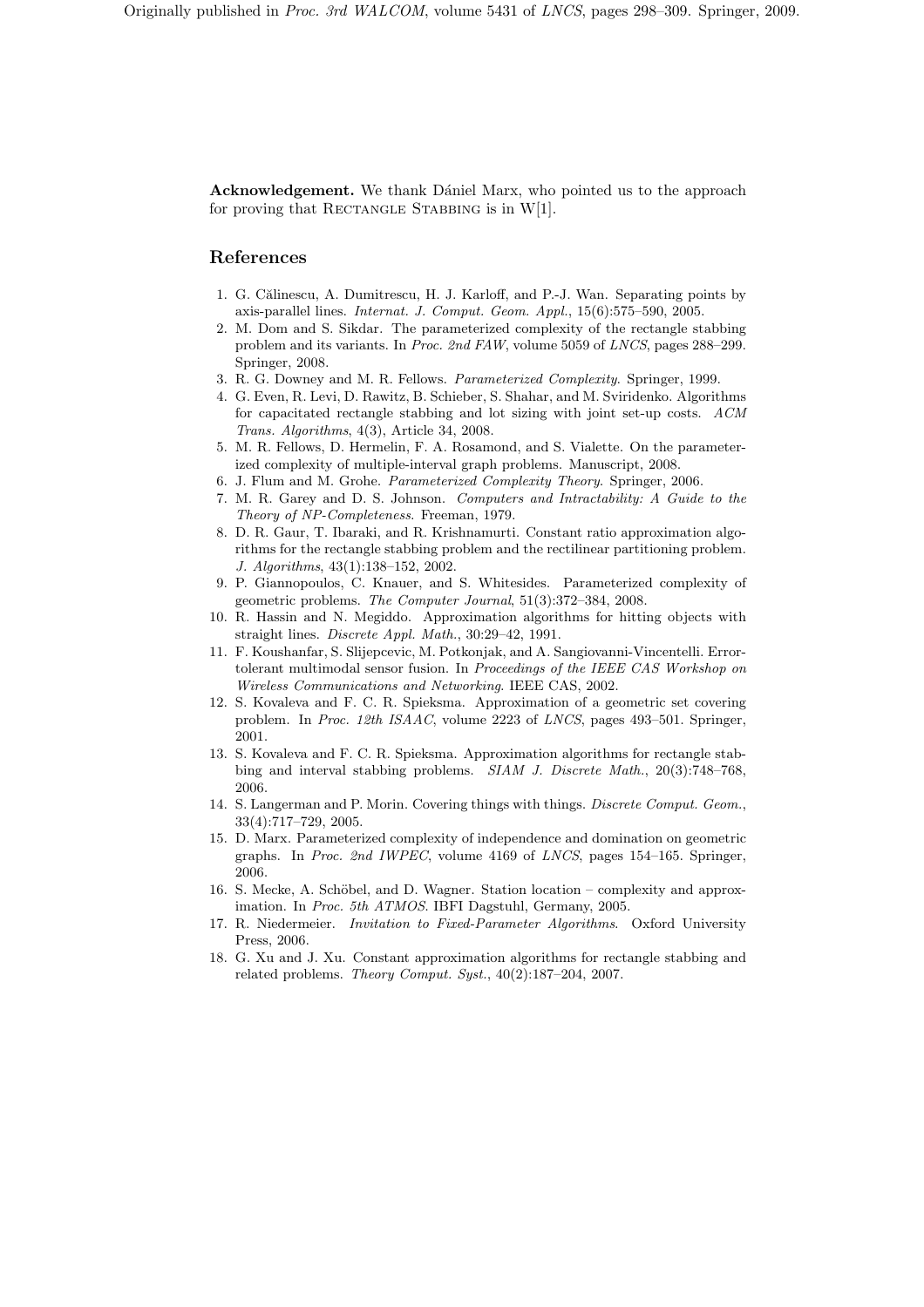**Acknowledgement.** We thank Dániel Marx, who pointed us to the approach for proving that Rectangle Stabbing is in W[1].

## References

1. G. Călinescu, A. Dumitrescu, H. J. Karloff, and P.-J. Wan. Separating points by axis-parallel lines. *Internat. J. Comput. Geom. Appl.*, 15(6):575–590, 2005.
2. M. Dom and S. Sikdar. The parameterized complexity of the rectangle stabbing problem and its variants. In *Proc. 2nd FAW*, volume 5059 of *LNCS*, pages 288–299. Springer, 2008.
3. R. G. Downey and M. R. Fellows. *Parameterized Complexity*. Springer, 1999.
4. G. Even, R. Levi, D. Rawitz, B. Schieber, S. Shahar, and M. Sviridenko. Algorithms for capacitated rectangle stabbing and lot sizing with joint set-up costs. *ACM Trans. Algorithms*, 4(3), Article 34, 2008.
5. M. R. Fellows, D. Hermelin, F. A. Rosamond, and S. Vialette. On the parameterized complexity of multiple-interval graph problems. Manuscript, 2008.
6. J. Flum and M. Grohe. *Parameterized Complexity Theory*. Springer, 2006.
7. M. R. Garey and D. S. Johnson. *Computers and Intractability: A Guide to the Theory of NP-Completeness*. Freeman, 1979.
8. D. R. Gaur, T. Ibaraki, and R. Krishnamurti. Constant ratio approximation algorithms for the rectangle stabbing problem and the rectilinear partitioning problem. *J. Algorithms*, 43(1):138–152, 2002.
9. P. Giannopoulos, C. Knauer, and S. Whitesides. Parameterized complexity of geometric problems. *The Computer Journal*, 51(3):372–384, 2008.
10. R. Hassin and N. Megiddo. Approximation algorithms for hitting objects with straight lines. *Discrete Appl. Math.*, 30:29–42, 1991.
11. F. Koushanfar, S. Slijepcevic, M. Potkonjak, and A. Sangiovanni-Vincentelli. Error-tolerant multimodal sensor fusion. In *Proceedings of the IEEE CAS Workshop on Wireless Communications and Networking*. IEEE CAS, 2002.
12. S. Kovaleva and F. C. R. Spieksma. Approximation of a geometric set covering problem. In *Proc. 12th ISAAC*, volume 2223 of *LNCS*, pages 493–501. Springer, 2001.
13. S. Kovaleva and F. C. R. Spieksma. Approximation algorithms for rectangle stabbing and interval stabbing problems. *SIAM J. Discrete Math.*, 20(3):748–768, 2006.
14. S. Langerman and P. Morin. Covering things with things. *Discrete Comput. Geom.*, 33(4):717–729, 2005.
15. D. Marx. Parameterized complexity of independence and domination on geometric graphs. In *Proc. 2nd IWPEC*, volume 4169 of *LNCS*, pages 154–165. Springer, 2006.
16. S. Mecke, A. Schöbel, and D. Wagner. Station location – complexity and approximation. In *Proc. 5th ATMOS*. IBFI Dagstuhl, Germany, 2005.
17. R. Niedermeier. *Invitation to Fixed-Parameter Algorithms*. Oxford University Press, 2006.
18. G. Xu and J. Xu. Constant approximation algorithms for rectangle stabbing and related problems. *Theory Comput. Syst.*, 40(2):187–204, 2007.